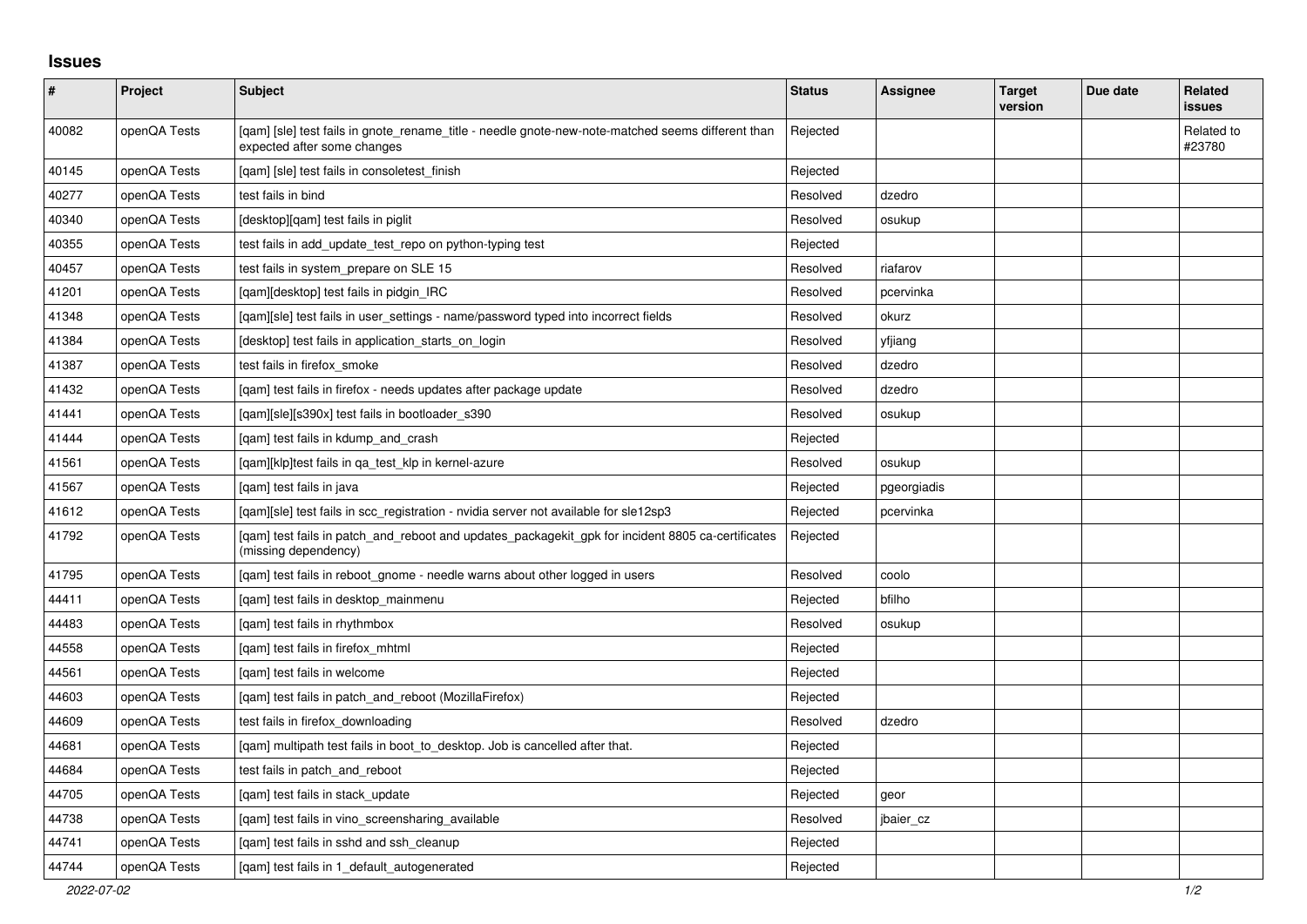## Issues

| # | Project | Subject | Status | Assignee | Target version | Due date | Related issues |
|---|---|---|---|---|---|---|---|
| 40082 | openQA Tests | [qam] [sle] test fails in gnote_rename_title - needle gnote-new-note-matched seems different than expected after some changes | Rejected | | | | Related to #23780 |
| 40145 | openQA Tests | [qam] [sle] test fails in consoletest_finish | Rejected | | | | |
| 40277 | openQA Tests | test fails in bind | Resolved | dzedro | | | |
| 40340 | openQA Tests | [desktop][qam] test fails in piglit | Resolved | osukup | | | |
| 40355 | openQA Tests | test fails in add_update_test_repo on python-typing test | Rejected | | | | |
| 40457 | openQA Tests | test fails in system_prepare on SLE 15 | Resolved | riafarov | | | |
| 41201 | openQA Tests | [qam][desktop] test fails in pidgin_IRC | Resolved | pcervinka | | | |
| 41348 | openQA Tests | [qam][sle] test fails in user_settings - name/password typed into incorrect fields | Resolved | okurz | | | |
| 41384 | openQA Tests | [desktop] test fails in application_starts_on_login | Resolved | yfjiang | | | |
| 41387 | openQA Tests | test fails in firefox_smoke | Resolved | dzedro | | | |
| 41432 | openQA Tests | [qam] test fails in firefox - needs updates after package update | Resolved | dzedro | | | |
| 41441 | openQA Tests | [qam][sle][s390x] test fails in bootloader_s390 | Resolved | osukup | | | |
| 41444 | openQA Tests | [qam] test fails in kdump_and_crash | Rejected | | | | |
| 41561 | openQA Tests | [qam][klp]test fails in qa_test_klp in kernel-azure | Resolved | osukup | | | |
| 41567 | openQA Tests | [qam] test fails in java | Rejected | pgeorgiadis | | | |
| 41612 | openQA Tests | [qam][sle] test fails in scc_registration - nvidia server not available for sle12sp3 | Rejected | pcervinka | | | |
| 41792 | openQA Tests | [qam] test fails in patch_and_reboot and updates_packagekit_gpk for incident 8805 ca-certificates (missing dependency) | Rejected | | | | |
| 41795 | openQA Tests | [qam] test fails in reboot_gnome - needle warns about other logged in users | Resolved | coolo | | | |
| 44411 | openQA Tests | [qam] test fails in desktop_mainmenu | Rejected | bfilho | | | |
| 44483 | openQA Tests | [qam] test fails in rhythmbox | Resolved | osukup | | | |
| 44558 | openQA Tests | [qam] test fails in firefox_mhtml | Rejected | | | | |
| 44561 | openQA Tests | [qam] test fails in welcome | Rejected | | | | |
| 44603 | openQA Tests | [qam] test fails in patch_and_reboot (MozillaFirefox) | Rejected | | | | |
| 44609 | openQA Tests | test fails in firefox_downloading | Resolved | dzedro | | | |
| 44681 | openQA Tests | [qam] multipath test fails in boot_to_desktop. Job is cancelled after that. | Rejected | | | | |
| 44684 | openQA Tests | test fails in patch_and_reboot | Rejected | | | | |
| 44705 | openQA Tests | [qam] test fails in stack_update | Rejected | geor | | | |
| 44738 | openQA Tests | [qam] test fails in vino_screensharing_available | Resolved | jbaier_cz | | | |
| 44741 | openQA Tests | [qam] test fails in sshd and ssh_cleanup | Rejected | | | | |
| 44744 | openQA Tests | [qam] test fails in 1_default_autogenerated | Rejected | | | | |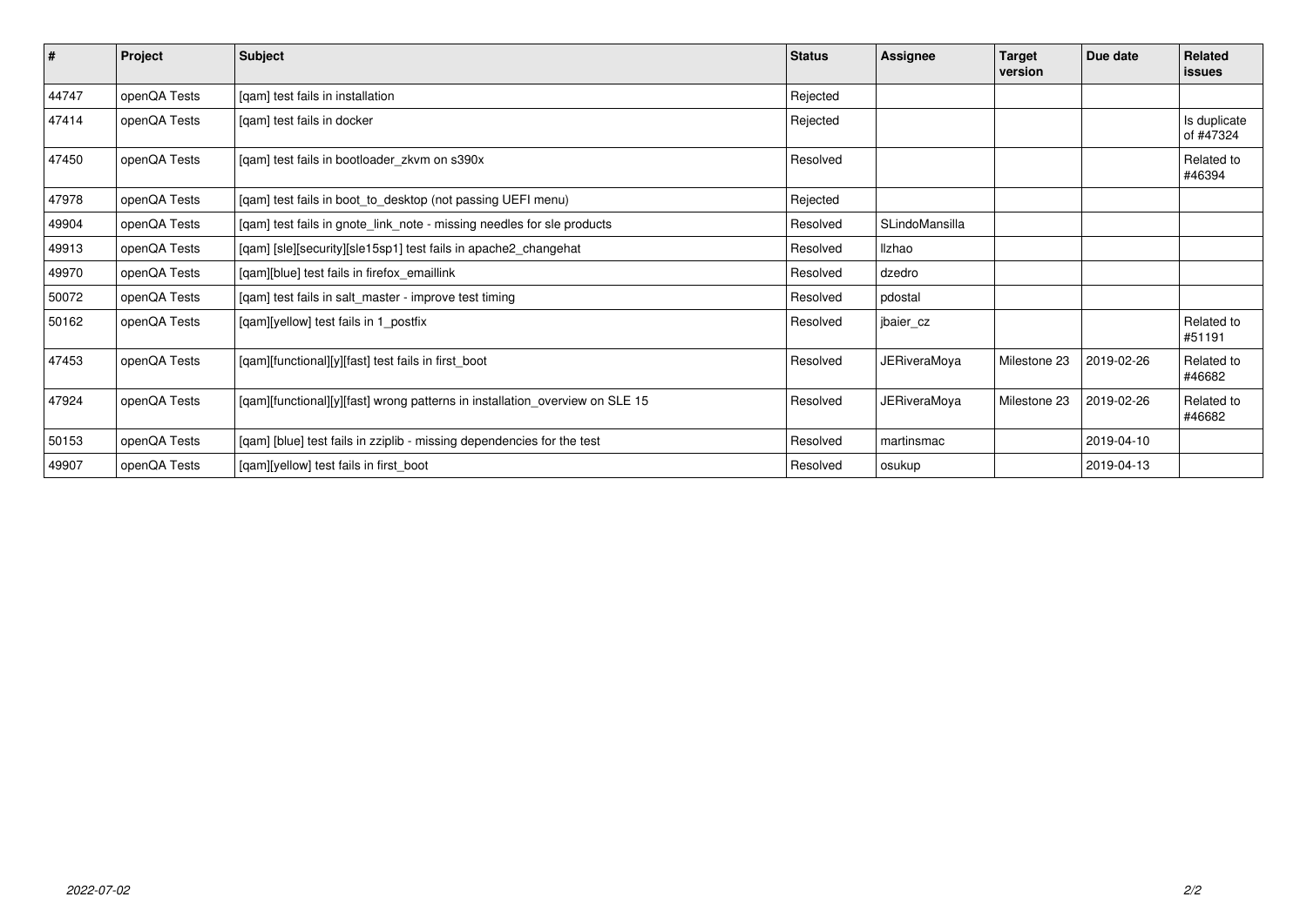| # | Project | Subject | Status | Assignee | Target version | Due date | Related issues |
|---|---|---|---|---|---|---|---|
| 44747 | openQA Tests | [qam] test fails in installation | Rejected | | | | |
| 47414 | openQA Tests | [qam] test fails in docker | Rejected | | | | Is duplicate of #47324 |
| 47450 | openQA Tests | [qam] test fails in bootloader_zkvm on s390x | Resolved | | | | Related to #46394 |
| 47978 | openQA Tests | [qam] test fails in boot_to_desktop (not passing UEFI menu) | Rejected | | | | |
| 49904 | openQA Tests | [qam] test fails in gnote_link_note - missing needles for sle products | Resolved | SLindoMansilla | | | |
| 49913 | openQA Tests | [qam] [sle][security][sle15sp1] test fails in apache2_changehat | Resolved | llzhao | | | |
| 49970 | openQA Tests | [qam][blue] test fails in firefox_emaillink | Resolved | dzedro | | | |
| 50072 | openQA Tests | [qam] test fails in salt_master - improve test timing | Resolved | pdostal | | | |
| 50162 | openQA Tests | [qam][yellow] test fails in 1_postfix | Resolved | jbaier_cz | | | Related to #51191 |
| 47453 | openQA Tests | [qam][functional][y][fast] test fails in first_boot | Resolved | JERiveraMoya | Milestone 23 | 2019-02-26 | Related to #46682 |
| 47924 | openQA Tests | [qam][functional][y][fast] wrong patterns in installation_overview on SLE 15 | Resolved | JERiveraMoya | Milestone 23 | 2019-02-26 | Related to #46682 |
| 50153 | openQA Tests | [qam] [blue] test fails in zziplib - missing dependencies for the test | Resolved | martinsmac | | 2019-04-10 | |
| 49907 | openQA Tests | [qam][yellow] test fails in first_boot | Resolved | osukup | | 2019-04-13 | |